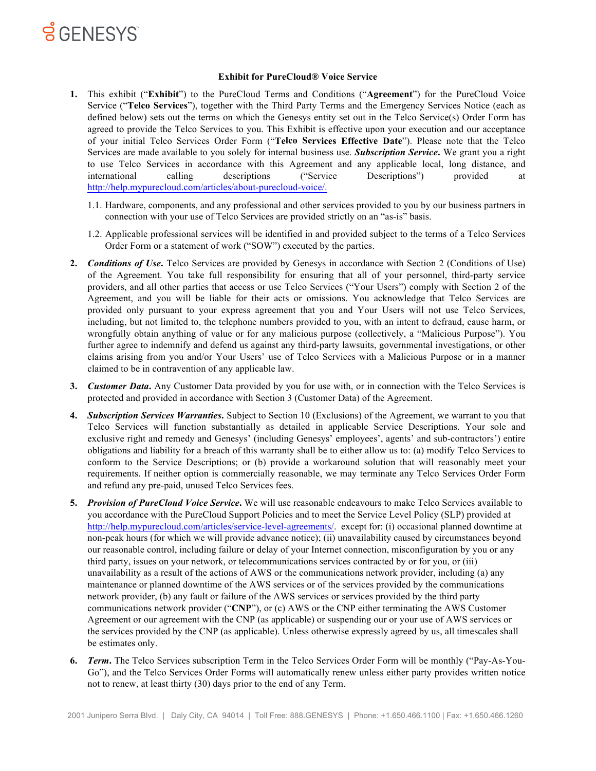# Exhibit for PureCloud® Voice Service

1. This exhibit ("**Exhibit**") to the PureCloud Terms and Conditions ("**Agreement**") for the PureCloud Voice Service ("**Telco Services**"), together with the Third Party Terms and the Emergency Services Notice (each as defined below) sets out the terms on which the Genesys entity set out in the Telco Service(s) Order Form has agreed to provide the Telco Services to you. This Exhibit is effective upon your execution and our acceptance of your initial Telco Services Order Form ("**Telco Services Effective Date**"). Please note that the Telco Services are made available to you solely for internal business use. ***Subscription Service***. We grant you a right to use Telco Services in accordance with this Agreement and any applicable local, long distance, and international calling descriptions ("Service Descriptions") provided at http://help.mypurecloud.com/articles/about-purecloud-voice/.

   1.1. Hardware, components, and any professional and other services provided to you by our business partners in connection with your use of Telco Services are provided strictly on an "as-is" basis.

   1.2. Applicable professional services will be identified in and provided subject to the terms of a Telco Services Order Form or a statement of work ("SOW") executed by the parties.

2. ***Conditions of Use***. Telco Services are provided by Genesys in accordance with Section 2 (Conditions of Use) of the Agreement. You take full responsibility for ensuring that all of your personnel, third-party service providers, and all other parties that access or use Telco Services ("Your Users") comply with Section 2 of the Agreement, and you will be liable for their acts or omissions. You acknowledge that Telco Services are provided only pursuant to your express agreement that you and Your Users will not use Telco Services, including, but not limited to, the telephone numbers provided to you, with an intent to defraud, cause harm, or wrongfully obtain anything of value or for any malicious purpose (collectively, a "Malicious Purpose"). You further agree to indemnify and defend us against any third-party lawsuits, governmental investigations, or other claims arising from you and/or Your Users' use of Telco Services with a Malicious Purpose or in a manner claimed to be in contravention of any applicable law.

3. ***Customer Data***. Any Customer Data provided by you for use with, or in connection with the Telco Services is protected and provided in accordance with Section 3 (Customer Data) of the Agreement.

4. ***Subscription Services Warranties***. Subject to Section 10 (Exclusions) of the Agreement, we warrant to you that Telco Services will function substantially as detailed in applicable Service Descriptions. Your sole and exclusive right and remedy and Genesys' (including Genesys' employees', agents' and sub-contractors') entire obligations and liability for a breach of this warranty shall be to either allow us to: (a) modify Telco Services to conform to the Service Descriptions; or (b) provide a workaround solution that will reasonably meet your requirements. If neither option is commercially reasonable, we may terminate any Telco Services Order Form and refund any pre-paid, unused Telco Services fees.

5. ***Provision of PureCloud Voice Service***. We will use reasonable endeavours to make Telco Services available to you accordance with the PureCloud Support Policies and to meet the Service Level Policy (SLP) provided at http://help.mypurecloud.com/articles/service-level-agreements/. except for: (i) occasional planned downtime at non-peak hours (for which we will provide advance notice); (ii) unavailability caused by circumstances beyond our reasonable control, including failure or delay of your Internet connection, misconfiguration by you or any third party, issues on your network, or telecommunications services contracted by or for you, or (iii) unavailability as a result of the actions of AWS or the communications network provider, including (a) any maintenance or planned downtime of the AWS services or of the services provided by the communications network provider, (b) any fault or failure of the AWS services or services provided by the third party communications network provider ("**CNP**"), or (c) AWS or the CNP either terminating the AWS Customer Agreement or our agreement with the CNP (as applicable) or suspending our or your use of AWS services or the services provided by the CNP (as applicable). Unless otherwise expressly agreed by us, all timescales shall be estimates only.

6. ***Term***. The Telco Services subscription Term in the Telco Services Order Form will be monthly ("Pay-As-You-Go"), and the Telco Services Order Forms will automatically renew unless either party provides written notice not to renew, at least thirty (30) days prior to the end of any Term.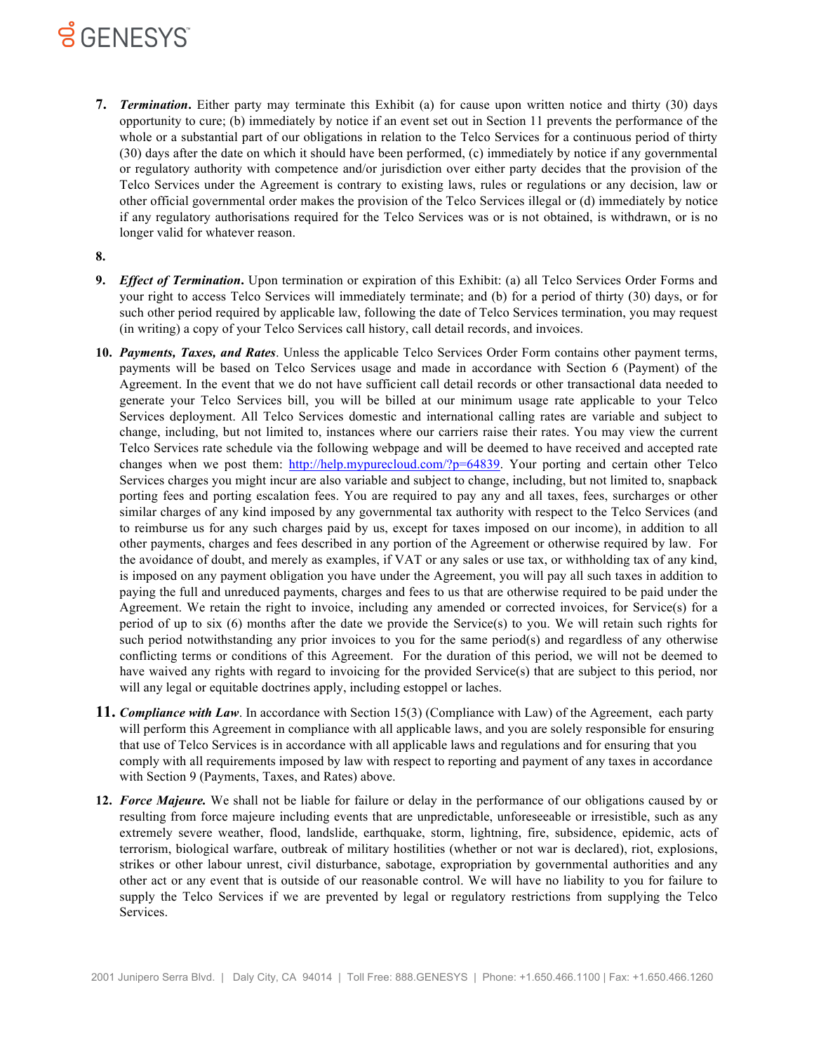7. ***Termination***. Either party may terminate this Exhibit (a) for cause upon written notice and thirty (30) days opportunity to cure; (b) immediately by notice if an event set out in Section 11 prevents the performance of the whole or a substantial part of our obligations in relation to the Telco Services for a continuous period of thirty (30) days after the date on which it should have been performed, (c) immediately by notice if any governmental or regulatory authority with competence and/or jurisdiction over either party decides that the provision of the Telco Services under the Agreement is contrary to existing laws, rules or regulations or any decision, law or other official governmental order makes the provision of the Telco Services illegal or (d) immediately by notice if any regulatory authorisations required for the Telco Services was or is not obtained, is withdrawn, or is no longer valid for whatever reason.

8.

9. ***Effect of Termination***. Upon termination or expiration of this Exhibit: (a) all Telco Services Order Forms and your right to access Telco Services will immediately terminate; and (b) for a period of thirty (30) days, or for such other period required by applicable law, following the date of Telco Services termination, you may request (in writing) a copy of your Telco Services call history, call detail records, and invoices.

10. ***Payments, Taxes, and Rates***. Unless the applicable Telco Services Order Form contains other payment terms, payments will be based on Telco Services usage and made in accordance with Section 6 (Payment) of the Agreement. In the event that we do not have sufficient call detail records or other transactional data needed to generate your Telco Services bill, you will be billed at our minimum usage rate applicable to your Telco Services deployment. All Telco Services domestic and international calling rates are variable and subject to change, including, but not limited to, instances where our carriers raise their rates. You may view the current Telco Services rate schedule via the following webpage and will be deemed to have received and accepted rate changes when we post them: http://help.mypurecloud.com/?p=64839. Your porting and certain other Telco Services charges you might incur are also variable and subject to change, including, but not limited to, snapback porting fees and porting escalation fees. You are required to pay any and all taxes, fees, surcharges or other similar charges of any kind imposed by any governmental tax authority with respect to the Telco Services (and to reimburse us for any such charges paid by us, except for taxes imposed on our income), in addition to all other payments, charges and fees described in any portion of the Agreement or otherwise required by law. For the avoidance of doubt, and merely as examples, if VAT or any sales or use tax, or withholding tax of any kind, is imposed on any payment obligation you have under the Agreement, you will pay all such taxes in addition to paying the full and unreduced payments, charges and fees to us that are otherwise required to be paid under the Agreement. We retain the right to invoice, including any amended or corrected invoices, for Service(s) for a period of up to six (6) months after the date we provide the Service(s) to you. We will retain such rights for such period notwithstanding any prior invoices to you for the same period(s) and regardless of any otherwise conflicting terms or conditions of this Agreement. For the duration of this period, we will not be deemed to have waived any rights with regard to invoicing for the provided Service(s) that are subject to this period, nor will any legal or equitable doctrines apply, including estoppel or laches.

11. ***Compliance with Law***. In accordance with Section 15(3) (Compliance with Law) of the Agreement, each party will perform this Agreement in compliance with all applicable laws, and you are solely responsible for ensuring that use of Telco Services is in accordance with all applicable laws and regulations and for ensuring that you comply with all requirements imposed by law with respect to reporting and payment of any taxes in accordance with Section 9 (Payments, Taxes, and Rates) above.

12. ***Force Majeure.*** We shall not be liable for failure or delay in the performance of our obligations caused by or resulting from force majeure including events that are unpredictable, unforeseeable or irresistible, such as any extremely severe weather, flood, landslide, earthquake, storm, lightning, fire, subsidence, epidemic, acts of terrorism, biological warfare, outbreak of military hostilities (whether or not war is declared), riot, explosions, strikes or other labour unrest, civil disturbance, sabotage, expropriation by governmental authorities and any other act or any event that is outside of our reasonable control. We will have no liability to you for failure to supply the Telco Services if we are prevented by legal or regulatory restrictions from supplying the Telco Services.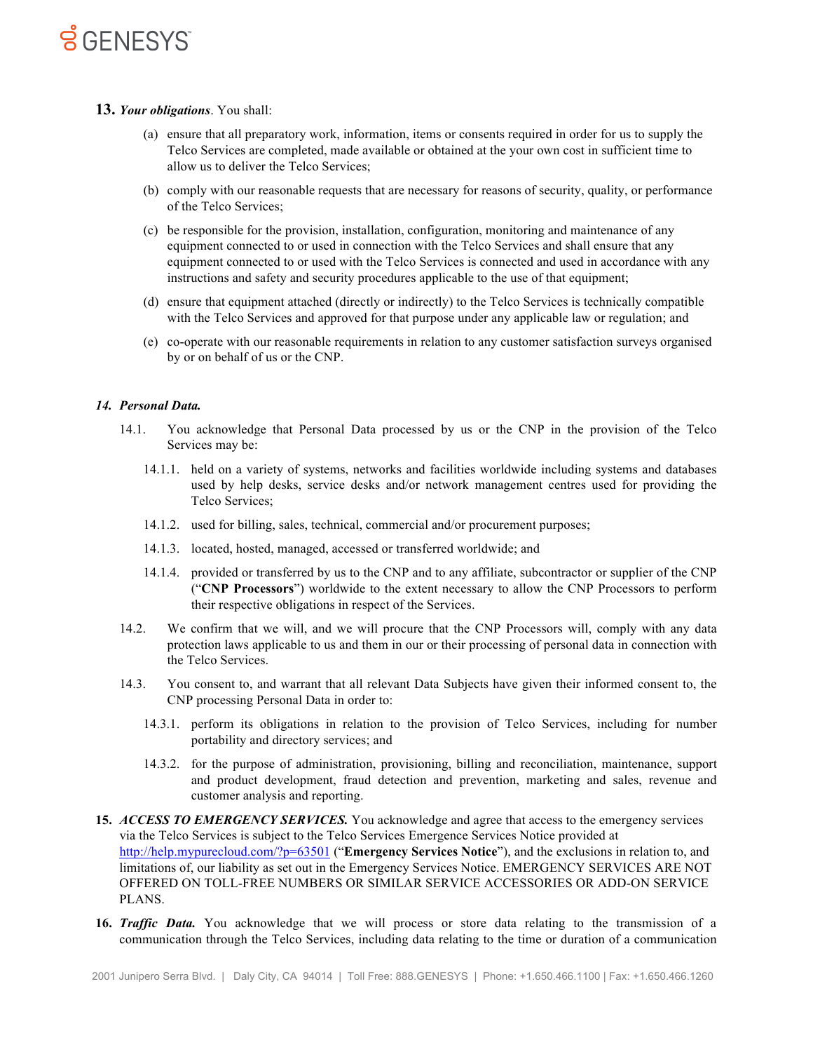**13.** ***Your obligations***. You shall:

(a) ensure that all preparatory work, information, items or consents required in order for us to supply the Telco Services are completed, made available or obtained at the your own cost in sufficient time to allow us to deliver the Telco Services;

(b) comply with our reasonable requests that are necessary for reasons of security, quality, or performance of the Telco Services;

(c) be responsible for the provision, installation, configuration, monitoring and maintenance of any equipment connected to or used in connection with the Telco Services and shall ensure that any equipment connected to or used with the Telco Services is connected and used in accordance with any instructions and safety and security procedures applicable to the use of that equipment;

(d) ensure that equipment attached (directly or indirectly) to the Telco Services is technically compatible with the Telco Services and approved for that purpose under any applicable law or regulation; and

(e) co-operate with our reasonable requirements in relation to any customer satisfaction surveys organised by or on behalf of us or the CNP.

***14. Personal Data.***

14.1. You acknowledge that Personal Data processed by us or the CNP in the provision of the Telco Services may be:

14.1.1. held on a variety of systems, networks and facilities worldwide including systems and databases used by help desks, service desks and/or network management centres used for providing the Telco Services;

14.1.2. used for billing, sales, technical, commercial and/or procurement purposes;

14.1.3. located, hosted, managed, accessed or transferred worldwide; and

14.1.4. provided or transferred by us to the CNP and to any affiliate, subcontractor or supplier of the CNP ("**CNP Processors**") worldwide to the extent necessary to allow the CNP Processors to perform their respective obligations in respect of the Services.

14.2. We confirm that we will, and we will procure that the CNP Processors will, comply with any data protection laws applicable to us and them in our or their processing of personal data in connection with the Telco Services.

14.3. You consent to, and warrant that all relevant Data Subjects have given their informed consent to, the CNP processing Personal Data in order to:

14.3.1. perform its obligations in relation to the provision of Telco Services, including for number portability and directory services; and

14.3.2. for the purpose of administration, provisioning, billing and reconciliation, maintenance, support and product development, fraud detection and prevention, marketing and sales, revenue and customer analysis and reporting.

**15.** ***ACCESS TO EMERGENCY SERVICES.*** You acknowledge and agree that access to the emergency services via the Telco Services is subject to the Telco Services Emergence Services Notice provided at [http://help.mypurecloud.com/?p=63501](http://help.mypurecloud.com/?p=63501) ("**Emergency Services Notice**"), and the exclusions in relation to, and limitations of, our liability as set out in the Emergency Services Notice. EMERGENCY SERVICES ARE NOT OFFERED ON TOLL-FREE NUMBERS OR SIMILAR SERVICE ACCESSORIES OR ADD-ON SERVICE PLANS.

**16.** ***Traffic Data.*** You acknowledge that we will process or store data relating to the transmission of a communication through the Telco Services, including data relating to the time or duration of a communication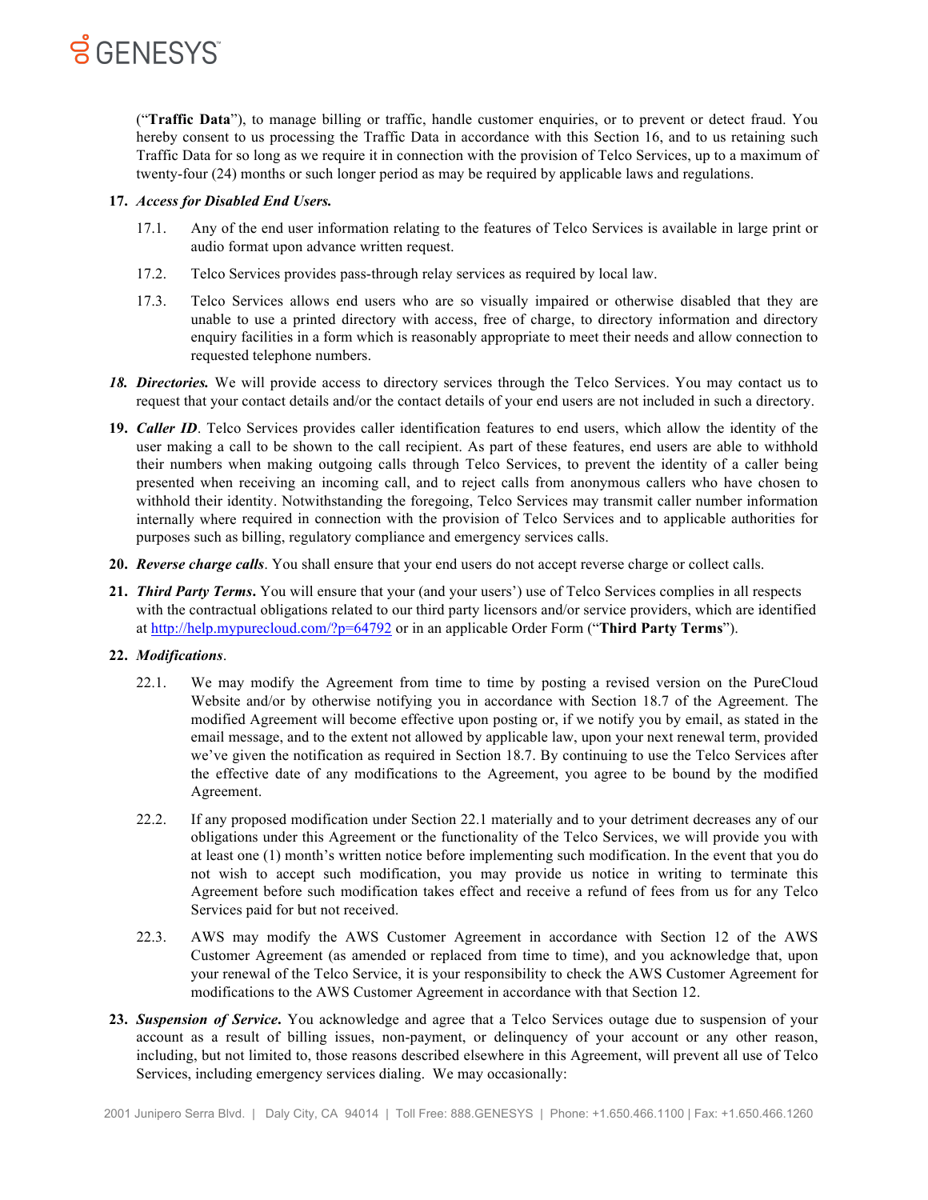("**Traffic Data**"), to manage billing or traffic, handle customer enquiries, or to prevent or detect fraud. You hereby consent to us processing the Traffic Data in accordance with this Section 16, and to us retaining such Traffic Data for so long as we require it in connection with the provision of Telco Services, up to a maximum of twenty-four (24) months or such longer period as may be required by applicable laws and regulations.

**17.** ***Access for Disabled End Users.***

17.1. Any of the end user information relating to the features of Telco Services is available in large print or audio format upon advance written request.

17.2. Telco Services provides pass-through relay services as required by local law.

17.3. Telco Services allows end users who are so visually impaired or otherwise disabled that they are unable to use a printed directory with access, free of charge, to directory information and directory enquiry facilities in a form which is reasonably appropriate to meet their needs and allow connection to requested telephone numbers.

***18. Directories.*** We will provide access to directory services through the Telco Services. You may contact us to request that your contact details and/or the contact details of your end users are not included in such a directory.

**19.** ***Caller ID***. Telco Services provides caller identification features to end users, which allow the identity of the user making a call to be shown to the call recipient. As part of these features, end users are able to withhold their numbers when making outgoing calls through Telco Services, to prevent the identity of a caller being presented when receiving an incoming call, and to reject calls from anonymous callers who have chosen to withhold their identity. Notwithstanding the foregoing, Telco Services may transmit caller number information internally where required in connection with the provision of Telco Services and to applicable authorities for purposes such as billing, regulatory compliance and emergency services calls.

**20.** ***Reverse charge calls***. You shall ensure that your end users do not accept reverse charge or collect calls.

**21.** ***Third Party Terms***. You will ensure that your (and your users') use of Telco Services complies in all respects with the contractual obligations related to our third party licensors and/or service providers, which are identified at http://help.mypurecloud.com/?p=64792 or in an applicable Order Form ("**Third Party Terms**").

**22.** ***Modifications***.

22.1. We may modify the Agreement from time to time by posting a revised version on the PureCloud Website and/or by otherwise notifying you in accordance with Section 18.7 of the Agreement. The modified Agreement will become effective upon posting or, if we notify you by email, as stated in the email message, and to the extent not allowed by applicable law, upon your next renewal term, provided we've given the notification as required in Section 18.7. By continuing to use the Telco Services after the effective date of any modifications to the Agreement, you agree to be bound by the modified Agreement.

22.2. If any proposed modification under Section 22.1 materially and to your detriment decreases any of our obligations under this Agreement or the functionality of the Telco Services, we will provide you with at least one (1) month's written notice before implementing such modification. In the event that you do not wish to accept such modification, you may provide us notice in writing to terminate this Agreement before such modification takes effect and receive a refund of fees from us for any Telco Services paid for but not received.

22.3. AWS may modify the AWS Customer Agreement in accordance with Section 12 of the AWS Customer Agreement (as amended or replaced from time to time), and you acknowledge that, upon your renewal of the Telco Service, it is your responsibility to check the AWS Customer Agreement for modifications to the AWS Customer Agreement in accordance with that Section 12.

**23.** ***Suspension of Service***. You acknowledge and agree that a Telco Services outage due to suspension of your account as a result of billing issues, non-payment, or delinquency of your account or any other reason, including, but not limited to, those reasons described elsewhere in this Agreement, will prevent all use of Telco Services, including emergency services dialing. We may occasionally: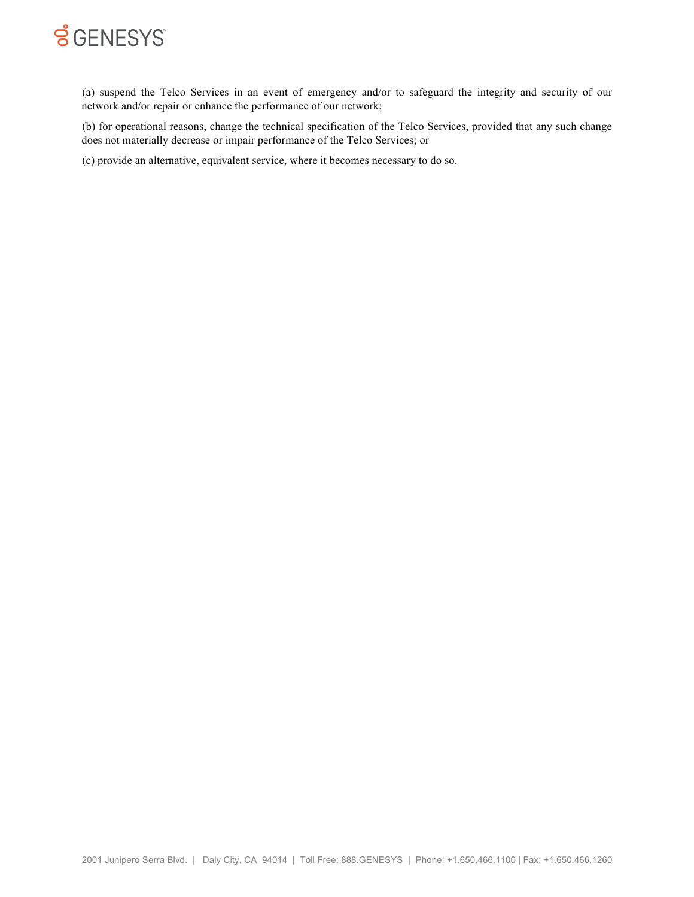(a) suspend the Telco Services in an event of emergency and/or to safeguard the integrity and security of our network and/or repair or enhance the performance of our network;

(b) for operational reasons, change the technical specification of the Telco Services, provided that any such change does not materially decrease or impair performance of the Telco Services; or

(c) provide an alternative, equivalent service, where it becomes necessary to do so.